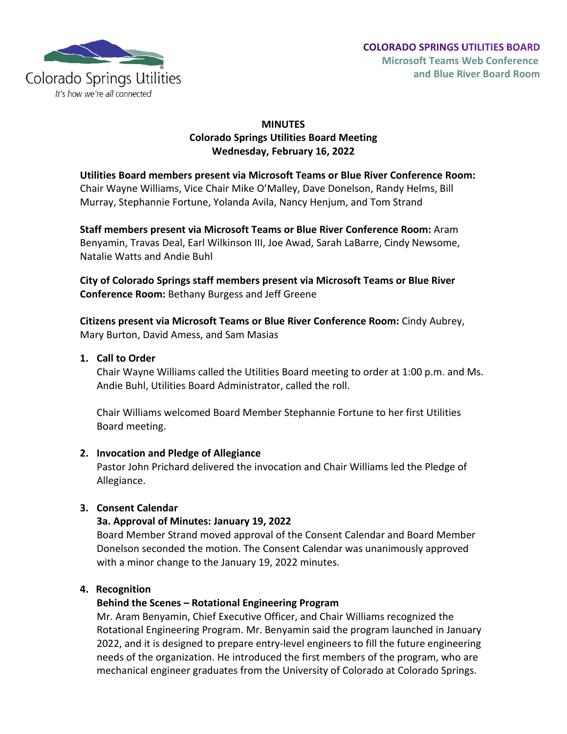Colorado Springs Utilities
*It's how we're all connected*

**COLORADO SPRINGS UTILITIES BOARD**
**Microsoft Teams Web Conference and Blue River Board Room**

# MINUTES
## Colorado Springs Utilities Board Meeting
## Wednesday, February 16, 2022

**Utilities Board members present via Microsoft Teams or Blue River Conference Room:** Chair Wayne Williams, Vice Chair Mike O'Malley, Dave Donelson, Randy Helms, Bill Murray, Stephannie Fortune, Yolanda Avila, Nancy Henjum, and Tom Strand

**Staff members present via Microsoft Teams or Blue River Conference Room:** Aram Benyamin, Travas Deal, Earl Wilkinson III, Joe Awad, Sarah LaBarre, Cindy Newsome, Natalie Watts and Andie Buhl

**City of Colorado Springs staff members present via Microsoft Teams or Blue River Conference Room:** Bethany Burgess and Jeff Greene

**Citizens present via Microsoft Teams or Blue River Conference Room:** Cindy Aubrey, Mary Burton, David Amess, and Sam Masias

1. **Call to Order**

   Chair Wayne Williams called the Utilities Board meeting to order at 1:00 p.m. and Ms. Andie Buhl, Utilities Board Administrator, called the roll.

   Chair Williams welcomed Board Member Stephannie Fortune to her first Utilities Board meeting.

2. **Invocation and Pledge of Allegiance**

   Pastor John Prichard delivered the invocation and Chair Williams led the Pledge of Allegiance.

3. **Consent Calendar**

   **3a. Approval of Minutes: January 19, 2022**

   Board Member Strand moved approval of the Consent Calendar and Board Member Donelson seconded the motion. The Consent Calendar was unanimously approved with a minor change to the January 19, 2022 minutes.

4. **Recognition**

   **Behind the Scenes – Rotational Engineering Program**

   Mr. Aram Benyamin, Chief Executive Officer, and Chair Williams recognized the Rotational Engineering Program. Mr. Benyamin said the program launched in January 2022, and it is designed to prepare entry-level engineers to fill the future engineering needs of the organization. He introduced the first members of the program, who are mechanical engineer graduates from the University of Colorado at Colorado Springs.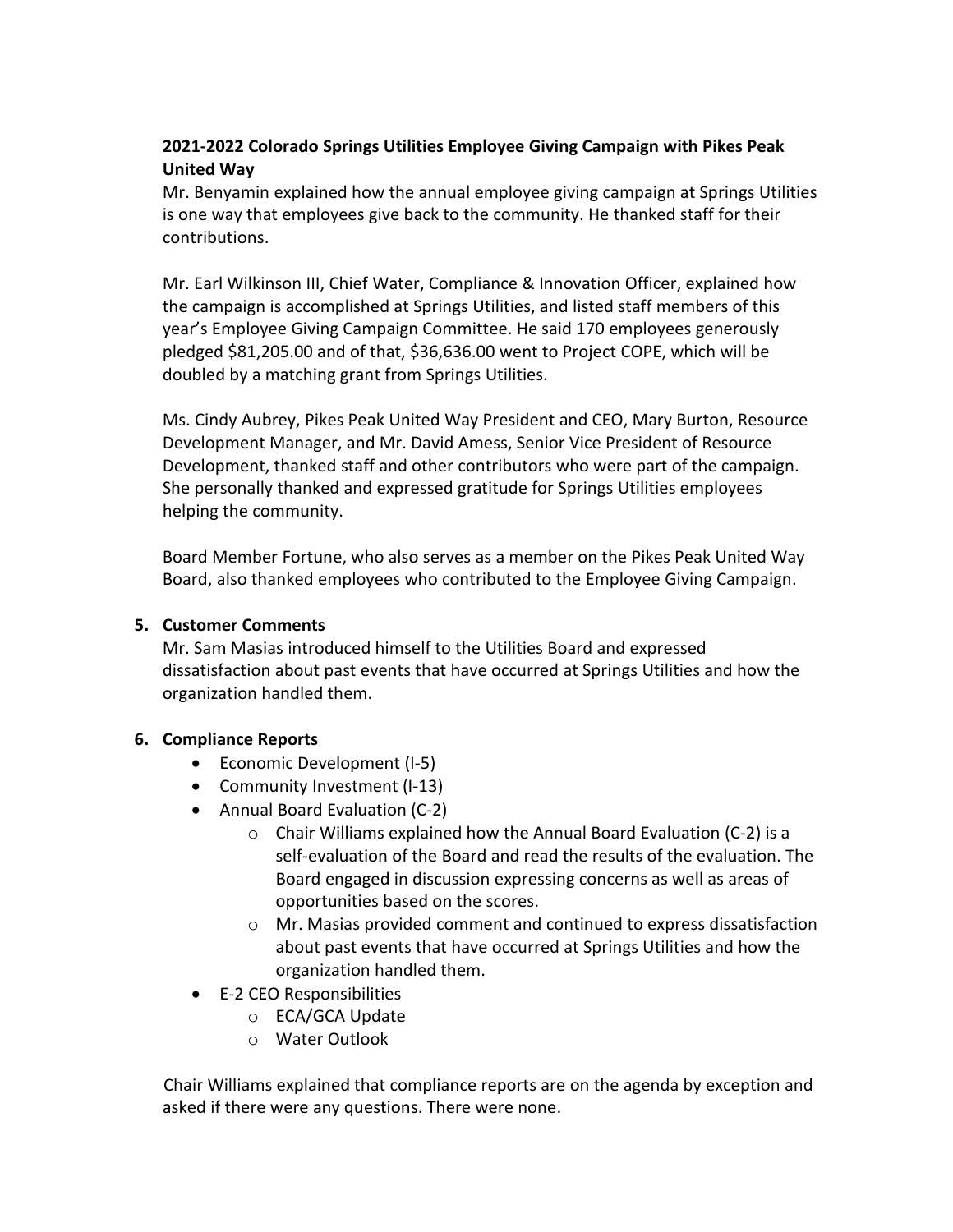**2021-2022 Colorado Springs Utilities Employee Giving Campaign with Pikes Peak United Way**

Mr. Benyamin explained how the annual employee giving campaign at Springs Utilities is one way that employees give back to the community. He thanked staff for their contributions.

Mr. Earl Wilkinson III, Chief Water, Compliance & Innovation Officer, explained how the campaign is accomplished at Springs Utilities, and listed staff members of this year's Employee Giving Campaign Committee. He said 170 employees generously pledged $81,205.00 and of that, $36,636.00 went to Project COPE, which will be doubled by a matching grant from Springs Utilities.

Ms. Cindy Aubrey, Pikes Peak United Way President and CEO, Mary Burton, Resource Development Manager, and Mr. David Amess, Senior Vice President of Resource Development, thanked staff and other contributors who were part of the campaign. She personally thanked and expressed gratitude for Springs Utilities employees helping the community.

Board Member Fortune, who also serves as a member on the Pikes Peak United Way Board, also thanked employees who contributed to the Employee Giving Campaign.

**5. Customer Comments**

Mr. Sam Masias introduced himself to the Utilities Board and expressed dissatisfaction about past events that have occurred at Springs Utilities and how the organization handled them.

**6. Compliance Reports**

- Economic Development (I-5)
- Community Investment (I-13)
- Annual Board Evaluation (C-2)
  - Chair Williams explained how the Annual Board Evaluation (C-2) is a self-evaluation of the Board and read the results of the evaluation. The Board engaged in discussion expressing concerns as well as areas of opportunities based on the scores.
  - Mr. Masias provided comment and continued to express dissatisfaction about past events that have occurred at Springs Utilities and how the organization handled them.
- E-2 CEO Responsibilities
  - ECA/GCA Update
  - Water Outlook

Chair Williams explained that compliance reports are on the agenda by exception and asked if there were any questions. There were none.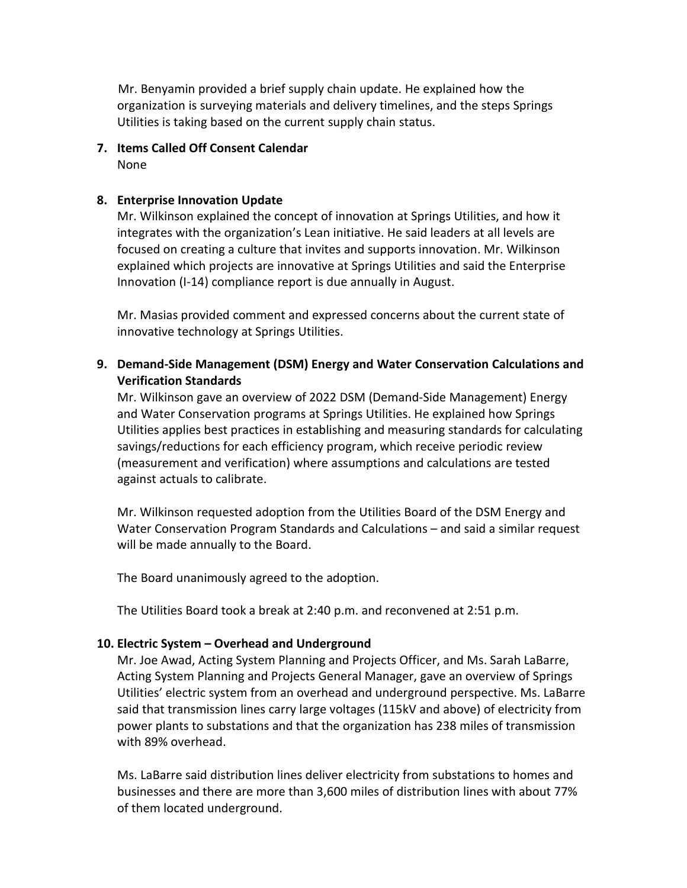Mr. Benyamin provided a brief supply chain update. He explained how the organization is surveying materials and delivery timelines, and the steps Springs Utilities is taking based on the current supply chain status.

7. **Items Called Off Consent Calendar**
   None

8. **Enterprise Innovation Update**
   Mr. Wilkinson explained the concept of innovation at Springs Utilities, and how it integrates with the organization's Lean initiative. He said leaders at all levels are focused on creating a culture that invites and supports innovation. Mr. Wilkinson explained which projects are innovative at Springs Utilities and said the Enterprise Innovation (I-14) compliance report is due annually in August.

   Mr. Masias provided comment and expressed concerns about the current state of innovative technology at Springs Utilities.

9. **Demand-Side Management (DSM) Energy and Water Conservation Calculations and Verification Standards**
   Mr. Wilkinson gave an overview of 2022 DSM (Demand-Side Management) Energy and Water Conservation programs at Springs Utilities. He explained how Springs Utilities applies best practices in establishing and measuring standards for calculating savings/reductions for each efficiency program, which receive periodic review (measurement and verification) where assumptions and calculations are tested against actuals to calibrate.

   Mr. Wilkinson requested adoption from the Utilities Board of the DSM Energy and Water Conservation Program Standards and Calculations – and said a similar request will be made annually to the Board.

   The Board unanimously agreed to the adoption.

   The Utilities Board took a break at 2:40 p.m. and reconvened at 2:51 p.m.

10. **Electric System – Overhead and Underground**
    Mr. Joe Awad, Acting System Planning and Projects Officer, and Ms. Sarah LaBarre, Acting System Planning and Projects General Manager, gave an overview of Springs Utilities' electric system from an overhead and underground perspective. Ms. LaBarre said that transmission lines carry large voltages (115kV and above) of electricity from power plants to substations and that the organization has 238 miles of transmission with 89% overhead.

    Ms. LaBarre said distribution lines deliver electricity from substations to homes and businesses and there are more than 3,600 miles of distribution lines with about 77% of them located underground.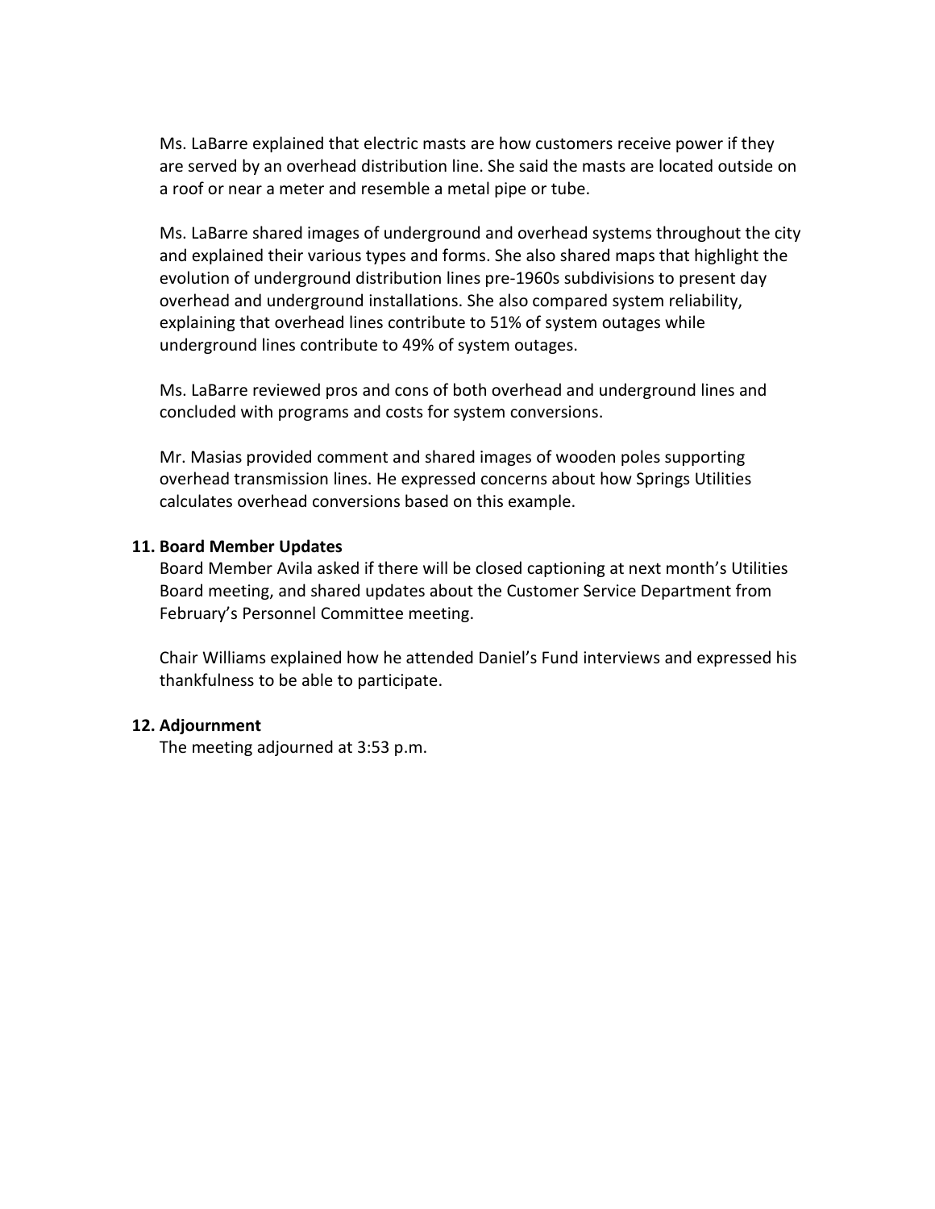Ms. LaBarre explained that electric masts are how customers receive power if they are served by an overhead distribution line. She said the masts are located outside on a roof or near a meter and resemble a metal pipe or tube.

Ms. LaBarre shared images of underground and overhead systems throughout the city and explained their various types and forms. She also shared maps that highlight the evolution of underground distribution lines pre-1960s subdivisions to present day overhead and underground installations. She also compared system reliability, explaining that overhead lines contribute to 51% of system outages while underground lines contribute to 49% of system outages.

Ms. LaBarre reviewed pros and cons of both overhead and underground lines and concluded with programs and costs for system conversions.

Mr. Masias provided comment and shared images of wooden poles supporting overhead transmission lines. He expressed concerns about how Springs Utilities calculates overhead conversions based on this example.

**11. Board Member Updates**

Board Member Avila asked if there will be closed captioning at next month's Utilities Board meeting, and shared updates about the Customer Service Department from February's Personnel Committee meeting.

Chair Williams explained how he attended Daniel's Fund interviews and expressed his thankfulness to be able to participate.

**12. Adjournment**

The meeting adjourned at 3:53 p.m.